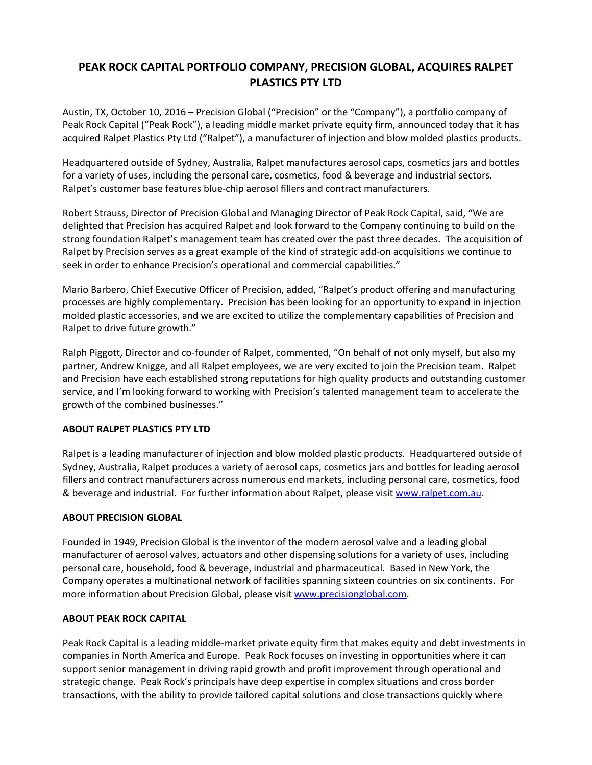# PEAK ROCK CAPITAL PORTFOLIO COMPANY, PRECISION GLOBAL, ACQUIRES RALPET PLASTICS PTY LTD

Austin, TX, October 10, 2016 – Precision Global ("Precision" or the "Company"), a portfolio company of Peak Rock Capital ("Peak Rock"), a leading middle market private equity firm, announced today that it has acquired Ralpet Plastics Pty Ltd ("Ralpet"), a manufacturer of injection and blow molded plastics products.

Headquartered outside of Sydney, Australia, Ralpet manufactures aerosol caps, cosmetics jars and bottles for a variety of uses, including the personal care, cosmetics, food & beverage and industrial sectors. Ralpet's customer base features blue-chip aerosol fillers and contract manufacturers.

Robert Strauss, Director of Precision Global and Managing Director of Peak Rock Capital, said, "We are delighted that Precision has acquired Ralpet and look forward to the Company continuing to build on the strong foundation Ralpet's management team has created over the past three decades. The acquisition of Ralpet by Precision serves as a great example of the kind of strategic add-on acquisitions we continue to seek in order to enhance Precision's operational and commercial capabilities."

Mario Barbero, Chief Executive Officer of Precision, added, "Ralpet's product offering and manufacturing processes are highly complementary. Precision has been looking for an opportunity to expand in injection molded plastic accessories, and we are excited to utilize the complementary capabilities of Precision and Ralpet to drive future growth."

Ralph Piggott, Director and co-founder of Ralpet, commented, "On behalf of not only myself, but also my partner, Andrew Knigge, and all Ralpet employees, we are very excited to join the Precision team. Ralpet and Precision have each established strong reputations for high quality products and outstanding customer service, and I'm looking forward to working with Precision's talented management team to accelerate the growth of the combined businesses."

**ABOUT RALPET PLASTICS PTY LTD**

Ralpet is a leading manufacturer of injection and blow molded plastic products. Headquartered outside of Sydney, Australia, Ralpet produces a variety of aerosol caps, cosmetics jars and bottles for leading aerosol fillers and contract manufacturers across numerous end markets, including personal care, cosmetics, food & beverage and industrial. For further information about Ralpet, please visit [www.ralpet.com.au](www.ralpet.com.au).

**ABOUT PRECISION GLOBAL**

Founded in 1949, Precision Global is the inventor of the modern aerosol valve and a leading global manufacturer of aerosol valves, actuators and other dispensing solutions for a variety of uses, including personal care, household, food & beverage, industrial and pharmaceutical. Based in New York, the Company operates a multinational network of facilities spanning sixteen countries on six continents. For more information about Precision Global, please visit [www.precisionglobal.com](www.precisionglobal.com).

**ABOUT PEAK ROCK CAPITAL**

Peak Rock Capital is a leading middle-market private equity firm that makes equity and debt investments in companies in North America and Europe. Peak Rock focuses on investing in opportunities where it can support senior management in driving rapid growth and profit improvement through operational and strategic change. Peak Rock's principals have deep expertise in complex situations and cross border transactions, with the ability to provide tailored capital solutions and close transactions quickly where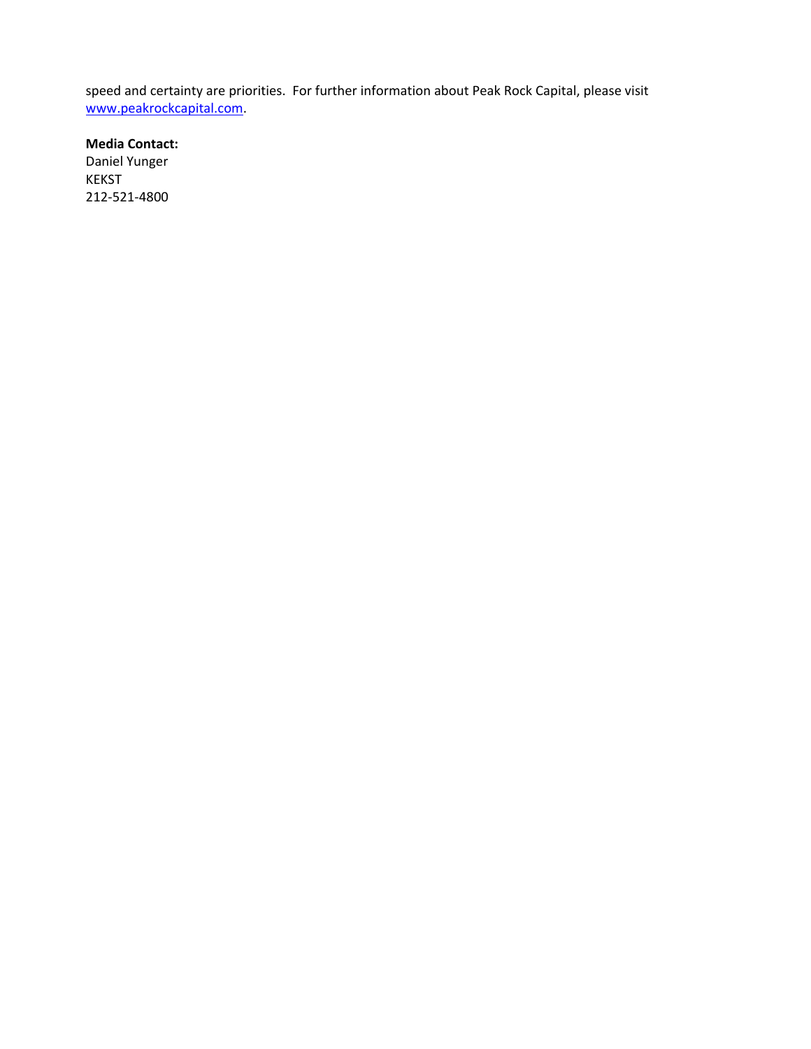speed and certainty are priorities. For further information about Peak Rock Capital, please visit www.peakrockcapital.com.

**Media Contact:**
Daniel Yunger
KEKST
212-521-4800